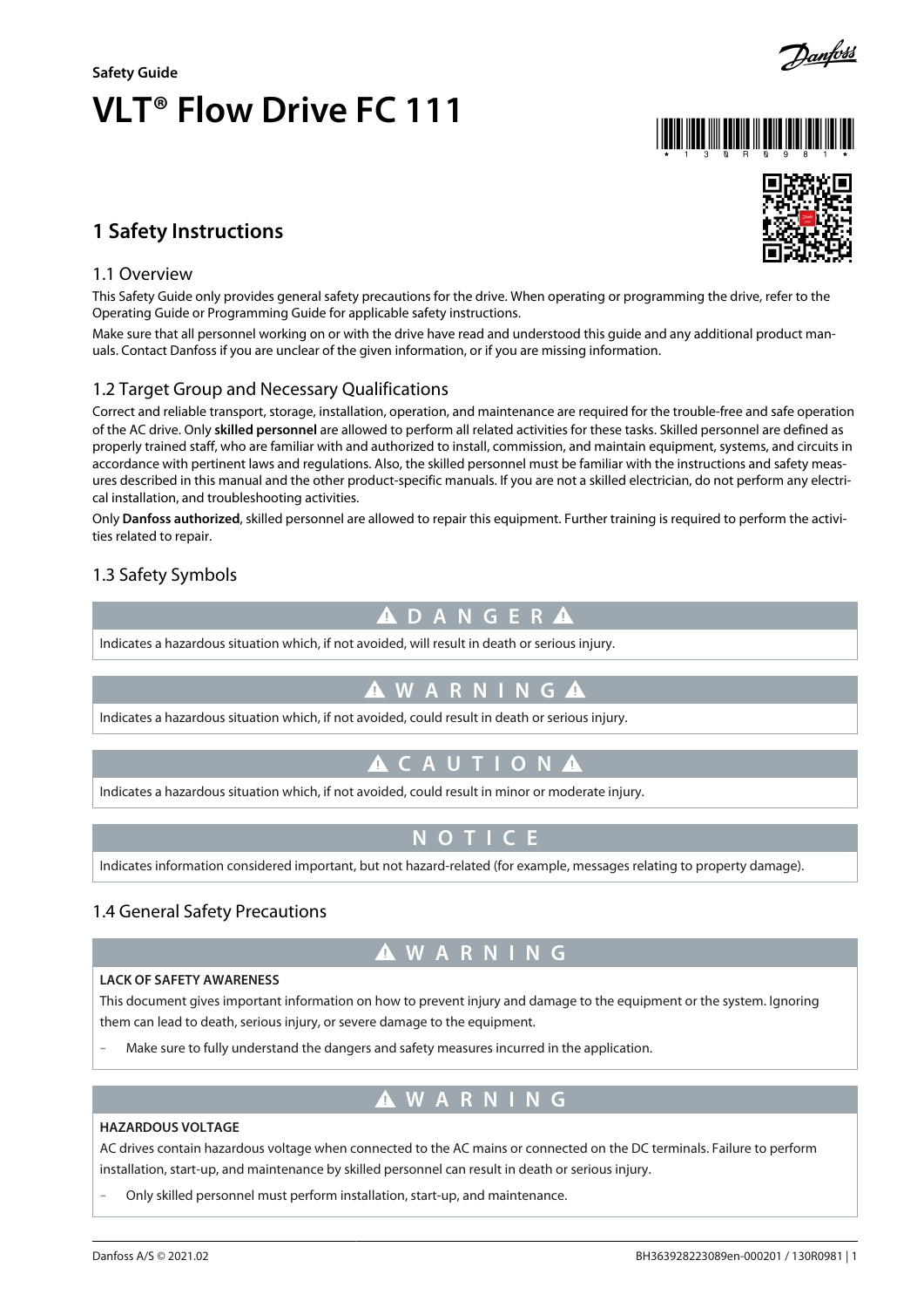Safety Guide

# VLT® Flow Drive FC 111

## 1 Safety Instructions

### 1.1 Overview

This Safety Guide only provides general safety precautions for the drive. When operating or programming the drive, refer to the Operating Guide or Programming Guide for applicable safety instructions.

Make sure that all personnel working on or with the drive have read and understood this guide and any additional product manuals. Contact Danfoss if you are unclear of the given information, or if you are missing information.

### 1.2 Target Group and Necessary Qualifications

Correct and reliable transport, storage, installation, operation, and maintenance are required for the trouble-free and safe operation of the AC drive. Only **skilled personnel** are allowed to perform all related activities for these tasks. Skilled personnel are defined as properly trained staff, who are familiar with and authorized to install, commission, and maintain equipment, systems, and circuits in accordance with pertinent laws and regulations. Also, the skilled personnel must be familiar with the instructions and safety measures described in this manual and the other product-specific manuals. If you are not a skilled electrician, do not perform any electrical installation, and troubleshooting activities.

Only **Danfoss authorized**, skilled personnel are allowed to repair this equipment. Further training is required to perform the activities related to repair.

### 1.3 Safety Symbols

**DANGER**

Indicates a hazardous situation which, if not avoided, will result in death or serious injury.

**WARNING**

Indicates a hazardous situation which, if not avoided, could result in death or serious injury.

**CAUTION**

Indicates a hazardous situation which, if not avoided, could result in minor or moderate injury.

**NOTICE**

Indicates information considered important, but not hazard-related (for example, messages relating to property damage).

### 1.4 General Safety Precautions

**WARNING**

**LACK OF SAFETY AWARENESS**

This document gives important information on how to prevent injury and damage to the equipment or the system. Ignoring them can lead to death, serious injury, or severe damage to the equipment.

- Make sure to fully understand the dangers and safety measures incurred in the application.

**WARNING**

**HAZARDOUS VOLTAGE**

AC drives contain hazardous voltage when connected to the AC mains or connected on the DC terminals. Failure to perform installation, start-up, and maintenance by skilled personnel can result in death or serious injury.

- Only skilled personnel must perform installation, start-up, and maintenance.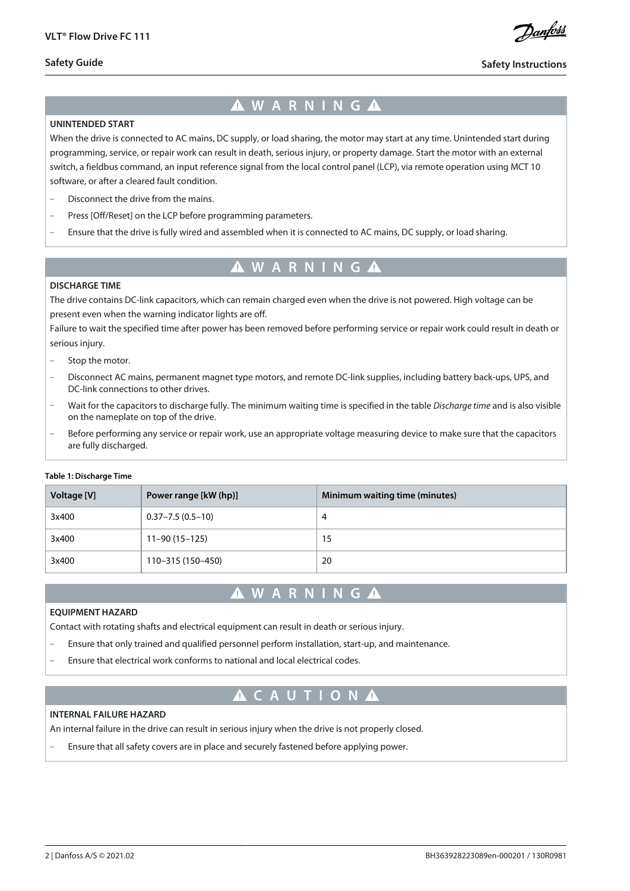## ⚠ WARNING ⚠

**UNINTENDED START**

When the drive is connected to AC mains, DC supply, or load sharing, the motor may start at any time. Unintended start during programming, service, or repair work can result in death, serious injury, or property damage. Start the motor with an external switch, a fieldbus command, an input reference signal from the local control panel (LCP), via remote operation using MCT 10 software, or after a cleared fault condition.

- Disconnect the drive from the mains.
- Press [Off/Reset] on the LCP before programming parameters.
- Ensure that the drive is fully wired and assembled when it is connected to AC mains, DC supply, or load sharing.

## ⚠ WARNING ⚠

**DISCHARGE TIME**

The drive contains DC-link capacitors, which can remain charged even when the drive is not powered. High voltage can be present even when the warning indicator lights are off.

Failure to wait the specified time after power has been removed before performing service or repair work could result in death or serious injury.

- Stop the motor.
- Disconnect AC mains, permanent magnet type motors, and remote DC-link supplies, including battery back-ups, UPS, and DC-link connections to other drives.
- Wait for the capacitors to discharge fully. The minimum waiting time is specified in the table *Discharge time* and is also visible on the nameplate on top of the drive.
- Before performing any service or repair work, use an appropriate voltage measuring device to make sure that the capacitors are fully discharged.

**Table 1: Discharge Time**

| Voltage [V] | Power range [kW (hp)] | Minimum waiting time (minutes) |
| --- | --- | --- |
| 3x400 | 0.37–7.5 (0.5–10) | 4 |
| 3x400 | 11–90 (15–125) | 15 |
| 3x400 | 110–315 (150–450) | 20 |

## ⚠ WARNING ⚠

**EQUIPMENT HAZARD**

Contact with rotating shafts and electrical equipment can result in death or serious injury.

- Ensure that only trained and qualified personnel perform installation, start-up, and maintenance.
- Ensure that electrical work conforms to national and local electrical codes.

## ⚠ CAUTION ⚠

**INTERNAL FAILURE HAZARD**

An internal failure in the drive can result in serious injury when the drive is not properly closed.

- Ensure that all safety covers are in place and securely fastened before applying power.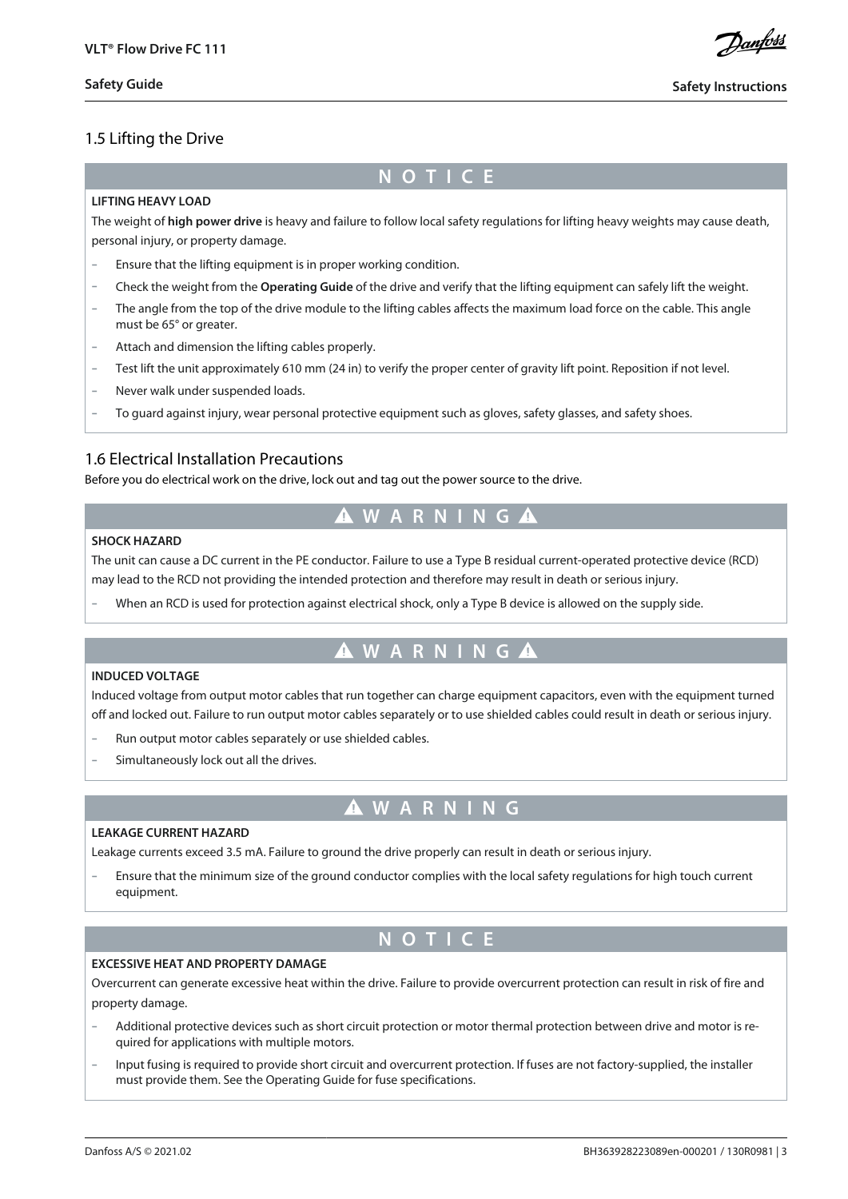## 1.5 Lifting the Drive

**NOTICE**

**LIFTING HEAVY LOAD**

The weight of **high power drive** is heavy and failure to follow local safety regulations for lifting heavy weights may cause death, personal injury, or property damage.

- Ensure that the lifting equipment is in proper working condition.
- Check the weight from the **Operating Guide** of the drive and verify that the lifting equipment can safely lift the weight.
- The angle from the top of the drive module to the lifting cables affects the maximum load force on the cable. This angle must be 65° or greater.
- Attach and dimension the lifting cables properly.
- Test lift the unit approximately 610 mm (24 in) to verify the proper center of gravity lift point. Reposition if not level.
- Never walk under suspended loads.
- To guard against injury, wear personal protective equipment such as gloves, safety glasses, and safety shoes.

## 1.6 Electrical Installation Precautions

Before you do electrical work on the drive, lock out and tag out the power source to the drive.

**WARNING**

**SHOCK HAZARD**

The unit can cause a DC current in the PE conductor. Failure to use a Type B residual current-operated protective device (RCD) may lead to the RCD not providing the intended protection and therefore may result in death or serious injury.

- When an RCD is used for protection against electrical shock, only a Type B device is allowed on the supply side.

**WARNING**

**INDUCED VOLTAGE**

Induced voltage from output motor cables that run together can charge equipment capacitors, even with the equipment turned off and locked out. Failure to run output motor cables separately or to use shielded cables could result in death or serious injury.

- Run output motor cables separately or use shielded cables.
- Simultaneously lock out all the drives.

**WARNING**

**LEAKAGE CURRENT HAZARD**

Leakage currents exceed 3.5 mA. Failure to ground the drive properly can result in death or serious injury.

- Ensure that the minimum size of the ground conductor complies with the local safety regulations for high touch current equipment.

**NOTICE**

**EXCESSIVE HEAT AND PROPERTY DAMAGE**

Overcurrent can generate excessive heat within the drive. Failure to provide overcurrent protection can result in risk of fire and property damage.

- Additional protective devices such as short circuit protection or motor thermal protection between drive and motor is required for applications with multiple motors.
- Input fusing is required to provide short circuit and overcurrent protection. If fuses are not factory-supplied, the installer must provide them. See the Operating Guide for fuse specifications.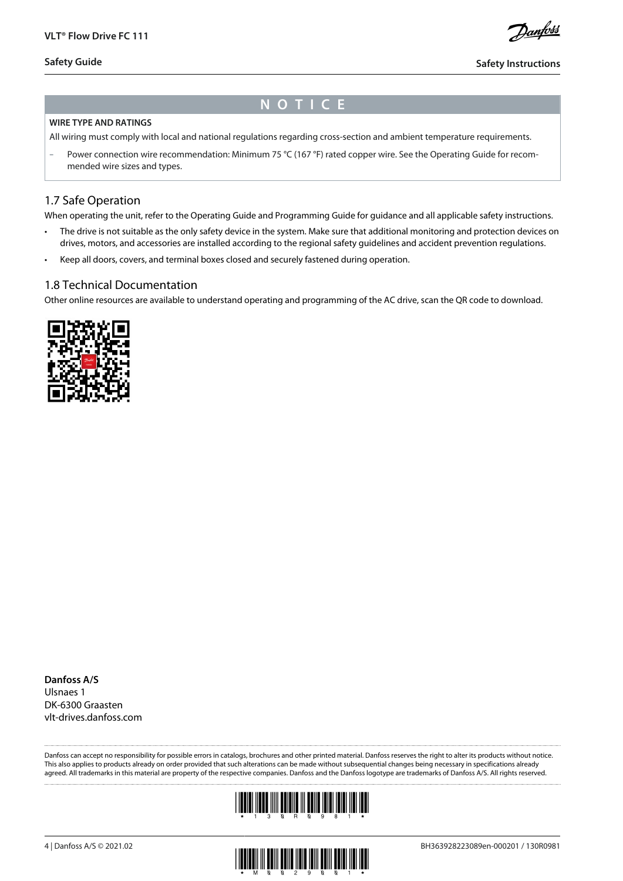## NOTICE

**WIRE TYPE AND RATINGS**

All wiring must comply with local and national regulations regarding cross-section and ambient temperature requirements.

- Power connection wire recommendation: Minimum 75 °C (167 °F) rated copper wire. See the Operating Guide for recommended wire sizes and types.

## 1.7 Safe Operation

When operating the unit, refer to the Operating Guide and Programming Guide for guidance and all applicable safety instructions.

- The drive is not suitable as the only safety device in the system. Make sure that additional monitoring and protection devices on drives, motors, and accessories are installed according to the regional safety guidelines and accident prevention regulations.
- Keep all doors, covers, and terminal boxes closed and securely fastened during operation.

## 1.8 Technical Documentation

Other online resources are available to understand operating and programming of the AC drive, scan the QR code to download.

**Danfoss A/S**
Ulsnaes 1
DK-6300 Graasten
vlt-drives.danfoss.com

Danfoss can accept no responsibility for possible errors in catalogs, brochures and other printed material. Danfoss reserves the right to alter its products without notice. This also applies to products already on order provided that such alterations can be made without subsequential changes being necessary in specifications already agreed. All trademarks in this material are property of the respective companies. Danfoss and the Danfoss logotype are trademarks of Danfoss A/S. All rights reserved.

*130R0981*

Danfoss A/S © 2021.02

BH363928223089en-000201 / 130R0981

*M0029001*